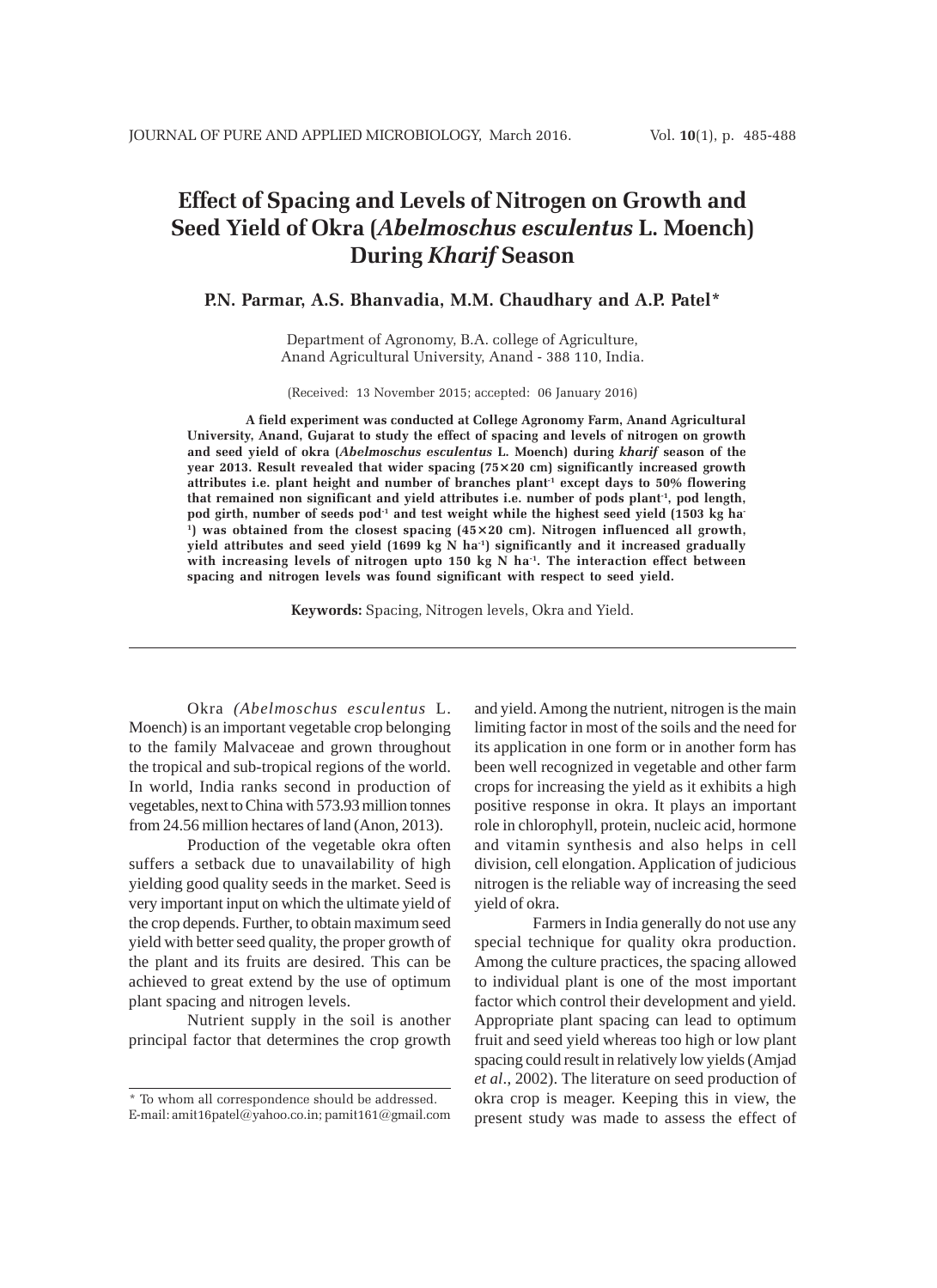# Effect of Spacing and Levels of Nitrogen on Growth and Seed Yield of Okra (*Abelmoschus esculentus* L. Moench) During *Kharif* Season

**P.N. Parmar, A.S. Bhanvadia, M.M. Chaudhary and A.P. Patel***

Department of Agronomy, B.A. college of Agriculture,
Anand Agricultural University, Anand - 388 110, India.

(Received: 13 November 2015; accepted: 06 January 2016)

**A field experiment was conducted at College Agronomy Farm, Anand Agricultural University, Anand, Gujarat to study the effect of spacing and levels of nitrogen on growth and seed yield of okra (*Abelmoschus esculentus* L. Moench) during *kharif* season of the year 2013. Result revealed that wider spacing (75×20 cm) significantly increased growth attributes i.e. plant height and number of branches plant$^{-1}$ except days to 50% flowering that remained non significant and yield attributes i.e. number of pods plant$^{-1}$, pod length, pod girth, number of seeds pod$^{-1}$ and test weight while the highest seed yield (1503 kg ha$^{-1}$) was obtained from the closest spacing (45×20 cm). Nitrogen influenced all growth, yield attributes and seed yield (1699 kg N ha$^{-1}$) significantly and it increased gradually with increasing levels of nitrogen upto 150 kg N ha$^{-1}$. The interaction effect between spacing and nitrogen levels was found significant with respect to seed yield.**

**Keywords:** Spacing, Nitrogen levels, Okra and Yield.

---

Okra *(Abelmoschus esculentus* L. Moench) is an important vegetable crop belonging to the family Malvaceae and grown throughout the tropical and sub-tropical regions of the world. In world, India ranks second in production of vegetables, next to China with 573.93 million tonnes from 24.56 million hectares of land (Anon, 2013).

Production of the vegetable okra often suffers a setback due to unavailability of high yielding good quality seeds in the market. Seed is very important input on which the ultimate yield of the crop depends. Further, to obtain maximum seed yield with better seed quality, the proper growth of the plant and its fruits are desired. This can be achieved to great extend by the use of optimum plant spacing and nitrogen levels.

Nutrient supply in the soil is another principal factor that determines the crop growth and yield. Among the nutrient, nitrogen is the main limiting factor in most of the soils and the need for its application in one form or in another form has been well recognized in vegetable and other farm crops for increasing the yield as it exhibits a high positive response in okra. It plays an important role in chlorophyll, protein, nucleic acid, hormone and vitamin synthesis and also helps in cell division, cell elongation. Application of judicious nitrogen is the reliable way of increasing the seed yield of okra.

Farmers in India generally do not use any special technique for quality okra production. Among the culture practices, the spacing allowed to individual plant is one of the most important factor which control their development and yield. Appropriate plant spacing can lead to optimum fruit and seed yield whereas too high or low plant spacing could result in relatively low yields (Amjad *et al.*, 2002). The literature on seed production of okra crop is meager. Keeping this in view, the present study was made to assess the effect of

---

\* To whom all correspondence should be addressed.
E-mail: amit16patel@yahoo.co.in; pamit161@gmail.com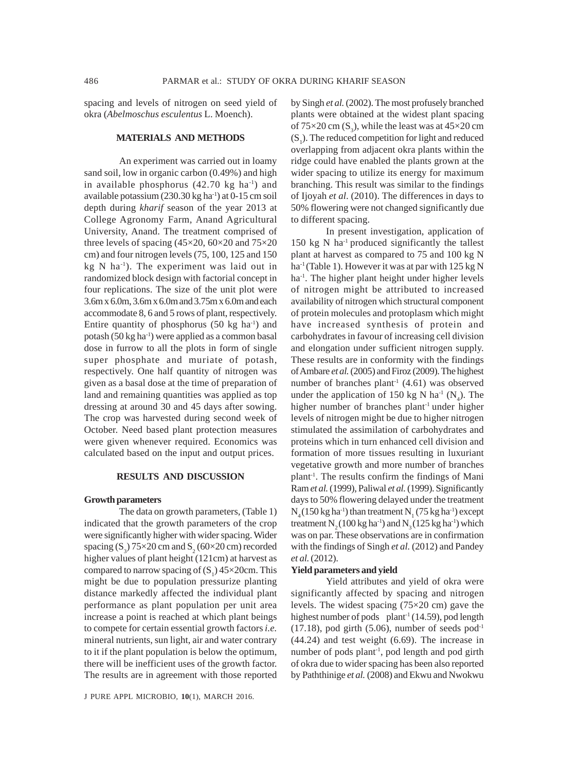spacing and levels of nitrogen on seed yield of okra (*Abelmoschus esculentus* L. Moench).

## MATERIALS AND METHODS

An experiment was carried out in loamy sand soil, low in organic carbon (0.49%) and high in available phosphorus (42.70 kg $ha^{-1}$) and available potassium (230.30 kg $ha^{-1}$) at 0-15 cm soil depth during *kharif* season of the year 2013 at College Agronomy Farm, Anand Agricultural University, Anand. The treatment comprised of three levels of spacing (45×20, 60×20 and 75×20 cm) and four nitrogen levels (75, 100, 125 and 150 kg N $ha^{-1}$). The experiment was laid out in randomized block design with factorial concept in four replications. The size of the unit plot were 3.6m x 6.0m, 3.6m x 6.0m and 3.75m x 6.0m and each accommodate 8, 6 and 5 rows of plant, respectively. Entire quantity of phosphorus (50 kg $ha^{-1}$) and potash (50 kg $ha^{-1}$) were applied as a common basal dose in furrow to all the plots in form of single super phosphate and muriate of potash, respectively. One half quantity of nitrogen was given as a basal dose at the time of preparation of land and remaining quantities was applied as top dressing at around 30 and 45 days after sowing. The crop was harvested during second week of October. Need based plant protection measures were given whenever required. Economics was calculated based on the input and output prices.

## RESULTS AND DISCUSSION

### Growth parameters

The data on growth parameters, (Table 1) indicated that the growth parameters of the crop were significantly higher with wider spacing. Wider spacing ($S_3$) 75×20 cm and $S_2$ (60×20 cm) recorded higher values of plant height (121cm) at harvest as compared to narrow spacing of ($S_1$) 45×20cm. This might be due to population pressurize planting distance markedly affected the individual plant performance as plant population per unit area increase a point is reached at which plant beings to compete for certain essential growth factors *i.e.* mineral nutrients, sun light, air and water contrary to it if the plant population is below the optimum, there will be inefficient uses of the growth factor. The results are in agreement with those reported by Singh *et al.* (2002). The most profusely branched plants were obtained at the widest plant spacing of 75×20 cm ($S_3$), while the least was at 45×20 cm ($S_1$). The reduced competition for light and reduced overlapping from adjacent okra plants within the ridge could have enabled the plants grown at the wider spacing to utilize its energy for maximum branching. This result was similar to the findings of Ijoyah *et al.* (2010). The differences in days to 50% flowering were not changed significantly due to different spacing.

In present investigation, application of 150 kg N $ha^{-1}$ produced significantly the tallest plant at harvest as compared to 75 and 100 kg N $ha^{-1}$ (Table 1). However it was at par with 125 kg N $ha^{-1}$. The higher plant height under higher levels of nitrogen might be attributed to increased availability of nitrogen which structural component of protein molecules and protoplasm which might have increased synthesis of protein and carbohydrates in favour of increasing cell division and elongation under sufficient nitrogen supply. These results are in conformity with the findings of Ambare *et al.* (2005) and Firoz (2009). The highest number of branches $plant^{-1}$ (4.61) was observed under the application of 150 kg N $ha^{-1}$ ($N_4$). The higher number of branches $plant^{-1}$ under higher levels of nitrogen might be due to higher nitrogen stimulated the assimilation of carbohydrates and proteins which in turn enhanced cell division and formation of more tissues resulting in luxuriant vegetative growth and more number of branches $plant^{-1}$. The results confirm the findings of Mani Ram *et al.* (1999), Paliwal *et al.* (1999). Significantly days to 50% flowering delayed under the treatment $N_4$ (150 kg $ha^{-1}$) than treatment $N_1$ (75 kg $ha^{-1}$) except treatment $N_2$ (100 kg $ha^{-1}$) and $N_3$ (125 kg $ha^{-1}$) which was on par. These observations are in confirmation with the findings of Singh *et al.* (2012) and Pandey *et al.* (2012).

### Yield parameters and yield

Yield attributes and yield of okra were significantly affected by spacing and nitrogen levels. The widest spacing (75×20 cm) gave the highest number of pods $plant^{-1}$ (14.59), pod length (17.18), pod girth (5.06), number of seeds $pod^{-1}$ (44.24) and test weight (6.69). The increase in number of pods $plant^{-1}$, pod length and pod girth of okra due to wider spacing has been also reported by Paththinige *et al.* (2008) and Ekwu and Nwokwu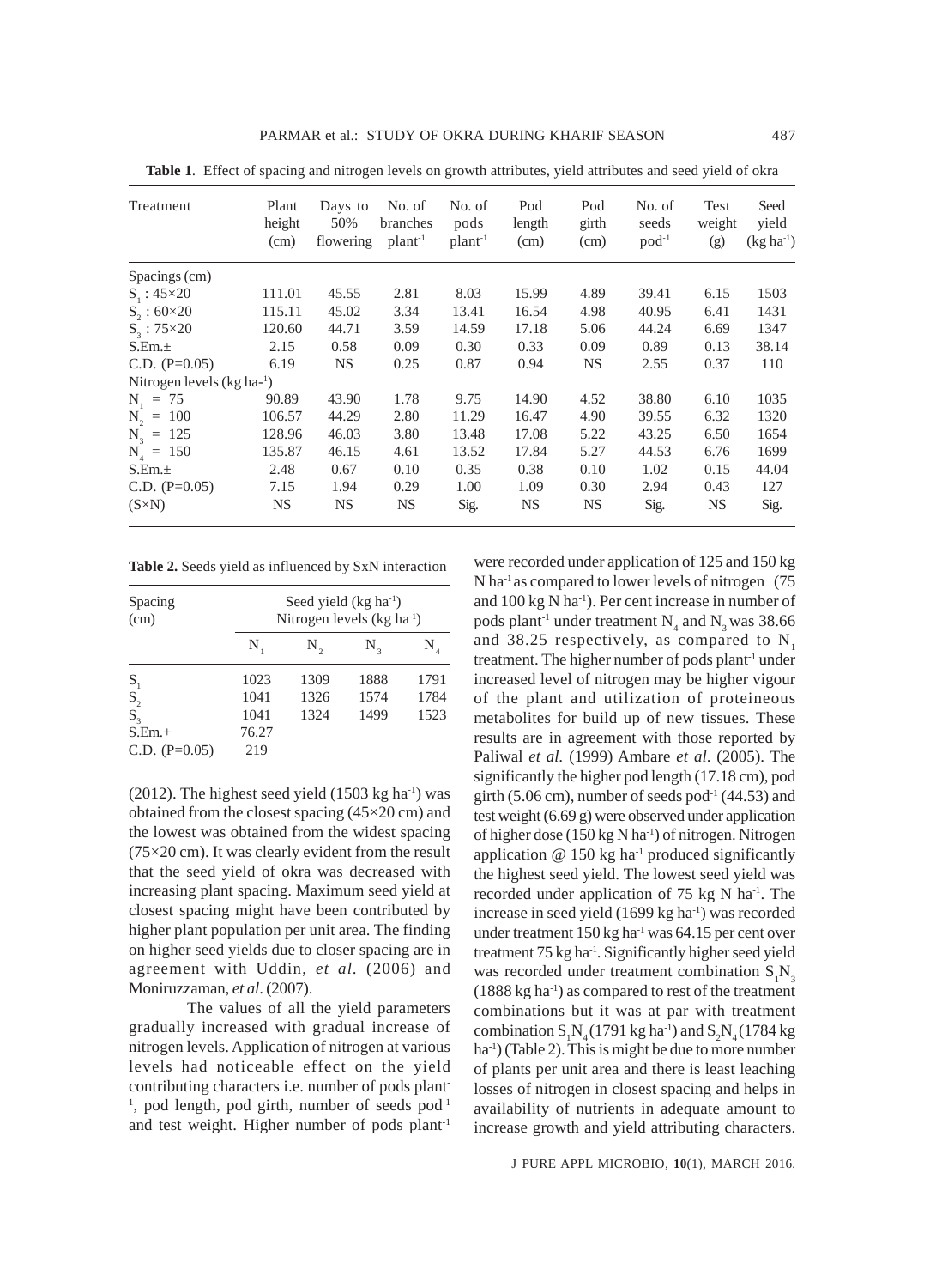**Table 1**. Effect of spacing and nitrogen levels on growth attributes, yield attributes and seed yield of okra

| Treatment | Plant height (cm) | Days to 50% flowering | No. of branches plant$^{-1}$ | No. of pods plant$^{-1}$ | Pod length (cm) | Pod girth (cm) | No. of seeds pod$^{-1}$ | Test weight (g) | Seed yield (kg ha$^{-1}$) |
|---|---|---|---|---|---|---|---|---|---|
| Spacings (cm) | | | | | | | | | |
| $S_1$ : 45×20 | 111.01 | 45.55 | 2.81 | 8.03 | 15.99 | 4.89 | 39.41 | 6.15 | 1503 |
| $S_2$ : 60×20 | 115.11 | 45.02 | 3.34 | 13.41 | 16.54 | 4.98 | 40.95 | 6.41 | 1431 |
| $S_3$ : 75×20 | 120.60 | 44.71 | 3.59 | 14.59 | 17.18 | 5.06 | 44.24 | 6.69 | 1347 |
| S.Em.± | 2.15 | 0.58 | 0.09 | 0.30 | 0.33 | 0.09 | 0.89 | 0.13 | 38.14 |
| C.D. (P=0.05) | 6.19 | NS | 0.25 | 0.87 | 0.94 | NS | 2.55 | 0.37 | 110 |
| Nitrogen levels (kg ha-$^{1}$) | | | | | | | | | |
| $N_1$ = 75 | 90.89 | 43.90 | 1.78 | 9.75 | 14.90 | 4.52 | 38.80 | 6.10 | 1035 |
| $N_2$ = 100 | 106.57 | 44.29 | 2.80 | 11.29 | 16.47 | 4.90 | 39.55 | 6.32 | 1320 |
| $N_3$ = 125 | 128.96 | 46.03 | 3.80 | 13.48 | 17.08 | 5.22 | 43.25 | 6.50 | 1654 |
| $N_4$ = 150 | 135.87 | 46.15 | 4.61 | 13.52 | 17.84 | 5.27 | 44.53 | 6.76 | 1699 |
| S.Em.± | 2.48 | 0.67 | 0.10 | 0.35 | 0.38 | 0.10 | 1.02 | 0.15 | 44.04 |
| C.D. (P=0.05) | 7.15 | 1.94 | 0.29 | 1.00 | 1.09 | 0.30 | 2.94 | 0.43 | 127 |
| (S×N) | NS | NS | NS | Sig. | NS | NS | Sig. | NS | Sig. |

**Table 2.** Seeds yield as influenced by SxN interaction

| Spacing (cm) | Seed yield (kg ha$^{-1}$) Nitrogen levels (kg ha$^{-1}$) | | | |
|---|---|---|---|---|
| | $N_1$ | $N_2$ | $N_3$ | $N_4$ |
| $S_1$ | 1023 | 1309 | 1888 | 1791 |
| $S_2$ | 1041 | 1326 | 1574 | 1784 |
| $S_3$ | 1041 | 1324 | 1499 | 1523 |
| S.Em.+ | 76.27 | | | |
| C.D. (P=0.05) | 219 | | | |

(2012). The highest seed yield (1503 kg ha$^{-1}$) was obtained from the closest spacing (45×20 cm) and the lowest was obtained from the widest spacing (75×20 cm). It was clearly evident from the result that the seed yield of okra was decreased with increasing plant spacing. Maximum seed yield at closest spacing might have been contributed by higher plant population per unit area. The finding on higher seed yields due to closer spacing are in agreement with Uddin, *et al*. (2006) and Moniruzzaman, *et al*. (2007).

The values of all the yield parameters gradually increased with gradual increase of nitrogen levels. Application of nitrogen at various levels had noticeable effect on the yield contributing characters i.e. number of pods plant$^{-1}$, pod length, pod girth, number of seeds pod$^{-1}$ and test weight. Higher number of pods plant$^{-1}$ were recorded under application of 125 and 150 kg N ha$^{-1}$ as compared to lower levels of nitrogen (75 and 100 kg N ha$^{-1}$). Per cent increase in number of pods plant$^{-1}$ under treatment $N_4$ and $N_3$ was 38.66 and 38.25 respectively, as compared to $N_1$ treatment. The higher number of pods plant$^{-1}$ under increased level of nitrogen may be higher vigour of the plant and utilization of proteineous metabolites for build up of new tissues. These results are in agreement with those reported by Paliwal *et al*. (1999) Ambare *et al*. (2005). The significantly the higher pod length (17.18 cm), pod girth (5.06 cm), number of seeds pod$^{-1}$ (44.53) and test weight (6.69 g) were observed under application of higher dose (150 kg N ha$^{-1}$) of nitrogen. Nitrogen application @ 150 kg ha$^{-1}$ produced significantly the highest seed yield. The lowest seed yield was recorded under application of 75 kg N ha$^{-1}$. The increase in seed yield (1699 kg ha$^{-1}$) was recorded under treatment 150 kg ha$^{-1}$ was 64.15 per cent over treatment 75 kg ha$^{-1}$. Significantly higher seed yield was recorded under treatment combination $S_1N_3$ (1888 kg ha$^{-1}$) as compared to rest of the treatment combinations but it was at par with treatment combination $S_1N_4$ (1791 kg ha$^{-1}$) and $S_2N_4$ (1784 kg ha$^{-1}$) (Table 2). This is might be due to more number of plants per unit area and there is least leaching losses of nitrogen in closest spacing and helps in availability of nutrients in adequate amount to increase growth and yield attributing characters.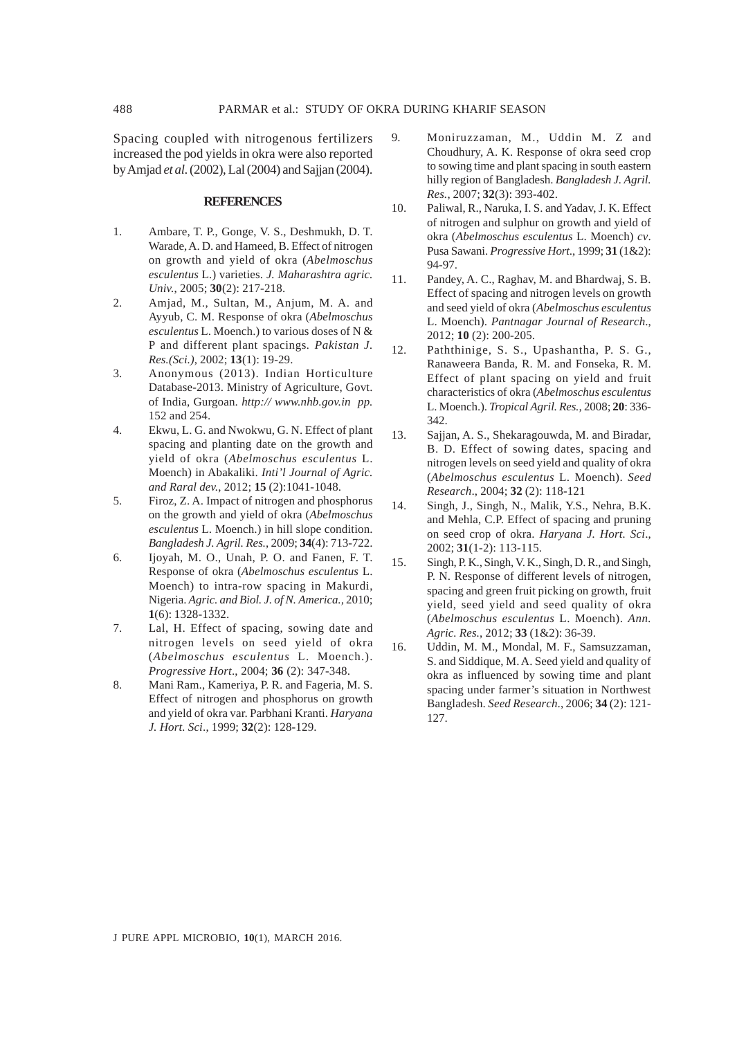Spacing coupled with nitrogenous fertilizers increased the pod yields in okra were also reported by Amjad *et al.* (2002), Lal (2004) and Sajjan (2004).

## REFERENCES

1. Ambare, T. P., Gonge, V. S., Deshmukh, D. T. Warade, A. D. and Hameed, B. Effect of nitrogen on growth and yield of okra (*Abelmoschus esculentus* L.) varieties. *J. Maharashtra agric. Univ.*, 2005; **30**(2): 217-218.
2. Amjad, M., Sultan, M., Anjum, M. A. and Ayyub, C. M. Response of okra (*Abelmoschus esculentus* L. Moench.) to various doses of N & P and different plant spacings. *Pakistan J. Res.(Sci.)*, 2002; **13**(1): 19-29.
3. Anonymous (2013). Indian Horticulture Database-2013. Ministry of Agriculture, Govt. of India, Gurgoan. *http:// www.nhb.gov.in pp.* 152 and 254.
4. Ekwu, L. G. and Nwokwu, G. N. Effect of plant spacing and planting date on the growth and yield of okra (*Abelmoschus esculentus* L. Moench) in Abakaliki. *Inti'l Journal of Agric. and Raral dev.*, 2012; **15** (2):1041-1048.
5. Firoz, Z. A. Impact of nitrogen and phosphorus on the growth and yield of okra (*Abelmoschus esculentus* L. Moench.) in hill slope condition. *Bangladesh J. Agril. Res.*, 2009; **34**(4): 713-722.
6. Ijoyah, M. O., Unah, P. O. and Fanen, F. T. Response of okra (*Abelmoschus esculentus* L. Moench) to intra-row spacing in Makurdi, Nigeria. *Agric. and Biol. J. of N. America.*, 2010; **1**(6): 1328-1332.
7. Lal, H. Effect of spacing, sowing date and nitrogen levels on seed yield of okra (*Abelmoschus esculentus* L. Moench.). *Progressive Hort*., 2004; **36** (2): 347-348.
8. Mani Ram., Kameriya, P. R. and Fageria, M. S. Effect of nitrogen and phosphorus on growth and yield of okra var. Parbhani Kranti. *Haryana J. Hort. Sci*., 1999; **32**(2): 128-129.
9. Moniruzzaman, M., Uddin M. Z and Choudhury, A. K. Response of okra seed crop to sowing time and plant spacing in south eastern hilly region of Bangladesh. *Bangladesh J. Agril. Res.*, 2007; **32**(3): 393-402.
10. Paliwal, R., Naruka, I. S. and Yadav, J. K. Effect of nitrogen and sulphur on growth and yield of okra (*Abelmoschus esculentus* L. Moench) *cv*. Pusa Sawani. *Progressive Hort*., 1999; **31** (1&2): 94-97.
11. Pandey, A. C., Raghav, M. and Bhardwaj, S. B. Effect of spacing and nitrogen levels on growth and seed yield of okra (*Abelmoschus esculentus* L. Moench). *Pantnagar Journal of Research*., 2012; **10** (2): 200-205.
12. Paththinige, S. S., Upashantha, P. S. G., Ranaweera Banda, R. M. and Fonseka, R. M. Effect of plant spacing on yield and fruit characteristics of okra (*Abelmoschus esculentus* L. Moench.). *Tropical Agril. Res.*, 2008; **20**: 336-342.
13. Sajjan, A. S., Shekaragouwda, M. and Biradar, B. D. Effect of sowing dates, spacing and nitrogen levels on seed yield and quality of okra (*Abelmoschus esculentus* L. Moench). *Seed Research*., 2004; **32** (2): 118-121
14. Singh, J., Singh, N., Malik, Y.S., Nehra, B.K. and Mehla, C.P. Effect of spacing and pruning on seed crop of okra. *Haryana J. Hort. Sci*., 2002; **31**(1-2): 113-115.
15. Singh, P. K., Singh, V. K., Singh, D. R., and Singh, P. N. Response of different levels of nitrogen, spacing and green fruit picking on growth, fruit yield, seed yield and seed quality of okra (*Abelmoschus esculentus* L. Moench). *Ann. Agric. Res.*, 2012; **33** (1&2): 36-39.
16. Uddin, M. M., Mondal, M. F., Samsuzzaman, S. and Siddique, M. A. Seed yield and quality of okra as influenced by sowing time and plant spacing under farmer's situation in Northwest Bangladesh. *Seed Research*., 2006; **34** (2): 121-127.